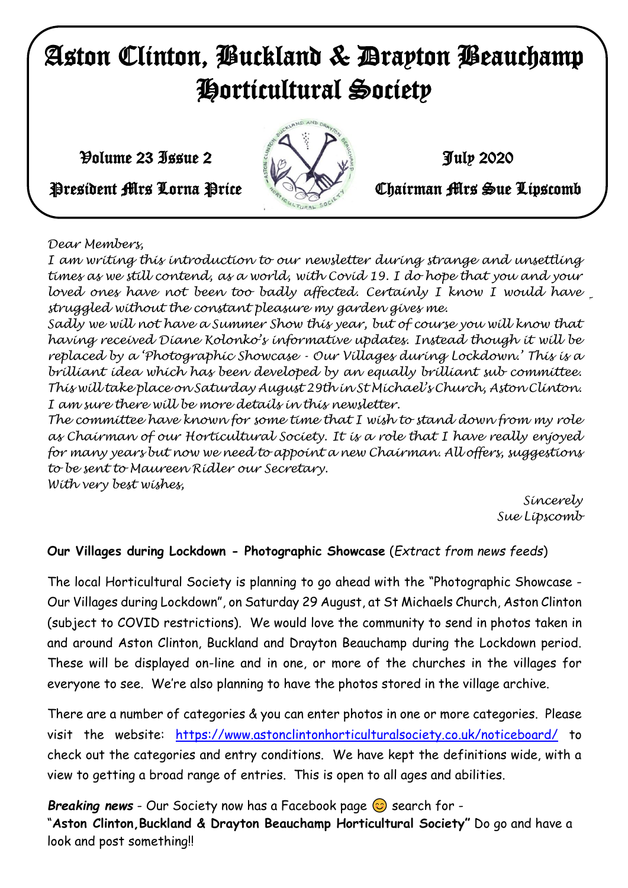# Aston Clinton, Buckland & Drayton Beauchamp Horticultural Society

Volume 23 Issue 2 — July 2020

President Mrs Lorna Price — Chairman Mrs Sue Lipscomb

*Dear Members,*

*I am writing this introduction to our newsletter during strange and unsettling times as we still contend, as a world, with Covid 19. I do hope that you and your loved ones have not been too badly affected. Certainly I know I would have struggled without the constant pleasure my garden gives me.*

*Sadly we will not have a Summer Show this year, but of course you will know that having received Diane Kolonko's informative updates. Instead though it will be replaced by a 'Photographic Showcase - Our Villages during Lockdown.' This is a brilliant idea which has been developed by an equally brilliant sub committee. This will take place on Saturday August 29th in St Michael's Church, Aston Clinton. I am sure there will be more details in this newsletter.*

*The committee have known for some time that I wish to stand down from my role as Chairman of our Horticultural Society. It is a role that I have really enjoyed for many years but now we need to appoint a new Chairman. All offers, suggestions to be sent to Maureen Ridler our Secretary.*

*With very best wishes,*

*Sincerely*
*Sue Lipscomb*

**Our Villages during Lockdown - Photographic Showcase** (*Extract from news feeds*)

The local Horticultural Society is planning to go ahead with the "Photographic Showcase - Our Villages during Lockdown", on Saturday 29 August, at St Michaels Church, Aston Clinton (subject to COVID restrictions). We would love the community to send in photos taken in and around Aston Clinton, Buckland and Drayton Beauchamp during the Lockdown period. These will be displayed on-line and in one, or more of the churches in the villages for everyone to see. We're also planning to have the photos stored in the village archive.

There are a number of categories & you can enter photos in one or more categories. Please visit the website: https://www.astonclintonhorticulturalsociety.co.uk/noticeboard/ to check out the categories and entry conditions. We have kept the definitions wide, with a view to getting a broad range of entries. This is open to all ages and abilities.

***Breaking news*** - Our Society now has a Facebook page 😊 search for - "**Aston Clinton,Buckland & Drayton Beauchamp Horticultural Society"** Do go and have a look and post something!!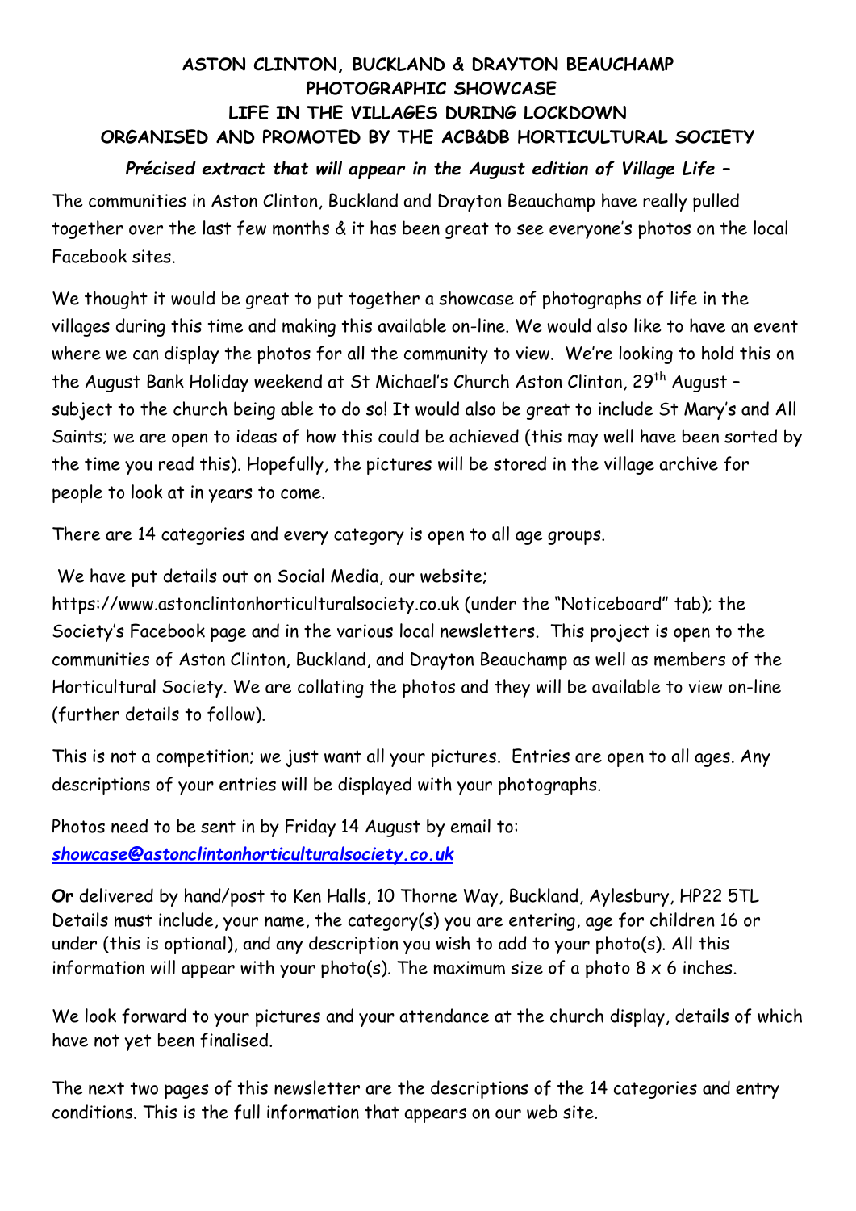# ASTON CLINTON, BUCKLAND & DRAYTON BEAUCHAMP PHOTOGRAPHIC SHOWCASE LIFE IN THE VILLAGES DURING LOCKDOWN ORGANISED AND PROMOTED BY THE ACB&DB HORTICULTURAL SOCIETY

***Précised extract that will appear in the August edition of Village Life –***

The communities in Aston Clinton, Buckland and Drayton Beauchamp have really pulled together over the last few months & it has been great to see everyone's photos on the local Facebook sites.

We thought it would be great to put together a showcase of photographs of life in the villages during this time and making this available on-line. We would also like to have an event where we can display the photos for all the community to view. We're looking to hold this on the August Bank Holiday weekend at St Michael's Church Aston Clinton, 29th August – subject to the church being able to do so! It would also be great to include St Mary's and All Saints; we are open to ideas of how this could be achieved (this may well have been sorted by the time you read this). Hopefully, the pictures will be stored in the village archive for people to look at in years to come.

There are 14 categories and every category is open to all age groups.

We have put details out on Social Media, our website; https://www.astonclintonhorticulturalsociety.co.uk (under the "Noticeboard" tab); the Society's Facebook page and in the various local newsletters. This project is open to the communities of Aston Clinton, Buckland, and Drayton Beauchamp as well as members of the Horticultural Society. We are collating the photos and they will be available to view on-line (further details to follow).

This is not a competition; we just want all your pictures. Entries are open to all ages. Any descriptions of your entries will be displayed with your photographs.

Photos need to be sent in by Friday 14 August by email to:
***showcase@astonclintonhorticulturalsociety.co.uk***

***Or*** delivered by hand/post to Ken Halls, 10 Thorne Way, Buckland, Aylesbury, HP22 5TL Details must include, your name, the category(s) you are entering, age for children 16 or under (this is optional), and any description you wish to add to your photo(s). All this information will appear with your photo(s). The maximum size of a photo 8 x 6 inches.

We look forward to your pictures and your attendance at the church display, details of which have not yet been finalised.

The next two pages of this newsletter are the descriptions of the 14 categories and entry conditions. This is the full information that appears on our web site.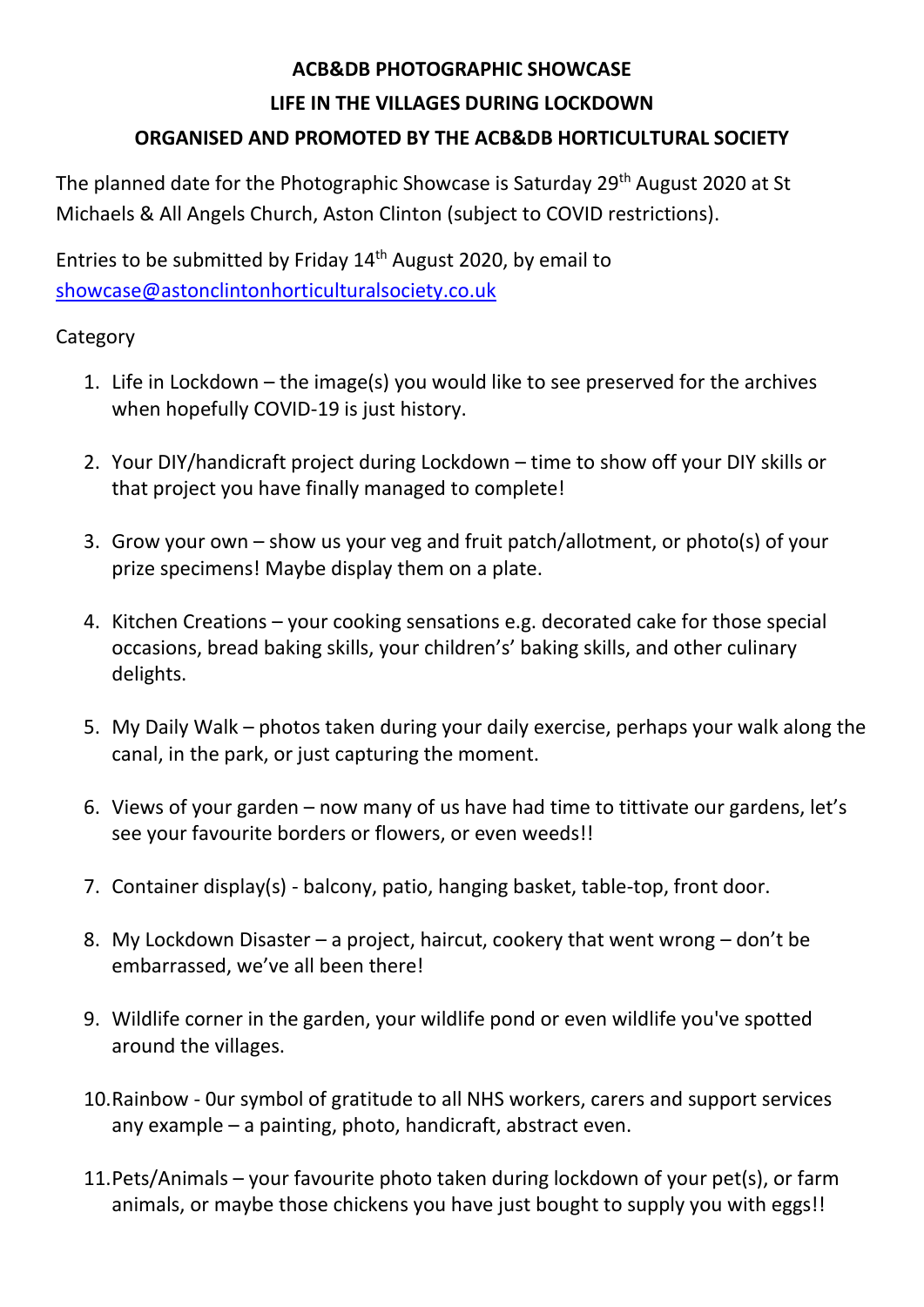**ACB&DB PHOTOGRAPHIC SHOWCASE**

**LIFE IN THE VILLAGES DURING LOCKDOWN**

**ORGANISED AND PROMOTED BY THE ACB&DB HORTICULTURAL SOCIETY**

The planned date for the Photographic Showcase is Saturday 29th August 2020 at St Michaels & All Angels Church, Aston Clinton (subject to COVID restrictions).

Entries to be submitted by Friday 14th August 2020, by email to showcase@astonclintonhorticulturalsociety.co.uk

Category

1. Life in Lockdown – the image(s) you would like to see preserved for the archives when hopefully COVID-19 is just history.
2. Your DIY/handicraft project during Lockdown – time to show off your DIY skills or that project you have finally managed to complete!
3. Grow your own – show us your veg and fruit patch/allotment, or photo(s) of your prize specimens! Maybe display them on a plate.
4. Kitchen Creations – your cooking sensations e.g. decorated cake for those special occasions, bread baking skills, your children's' baking skills, and other culinary delights.
5. My Daily Walk – photos taken during your daily exercise, perhaps your walk along the canal, in the park, or just capturing the moment.
6. Views of your garden – now many of us have had time to tittivate our gardens, let's see your favourite borders or flowers, or even weeds!!
7. Container display(s) - balcony, patio, hanging basket, table-top, front door.
8. My Lockdown Disaster – a project, haircut, cookery that went wrong – don't be embarrassed, we've all been there!
9. Wildlife corner in the garden, your wildlife pond or even wildlife you've spotted around the villages.
10. Rainbow - 0ur symbol of gratitude to all NHS workers, carers and support services any example – a painting, photo, handicraft, abstract even.
11. Pets/Animals – your favourite photo taken during lockdown of your pet(s), or farm animals, or maybe those chickens you have just bought to supply you with eggs!!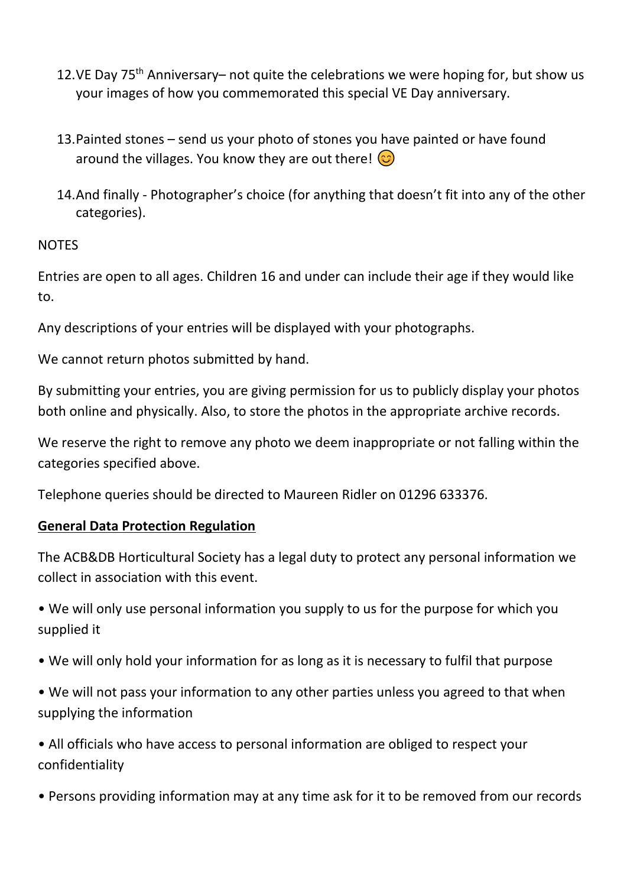12. VE Day 75th Anniversary– not quite the celebrations we were hoping for, but show us your images of how you commemorated this special VE Day anniversary.

13. Painted stones – send us your photo of stones you have painted or have found around the villages. You know they are out there! 😊

14. And finally - Photographer's choice (for anything that doesn't fit into any of the other categories).

NOTES

Entries are open to all ages. Children 16 and under can include their age if they would like to.

Any descriptions of your entries will be displayed with your photographs.

We cannot return photos submitted by hand.

By submitting your entries, you are giving permission for us to publicly display your photos both online and physically. Also, to store the photos in the appropriate archive records.

We reserve the right to remove any photo we deem inappropriate or not falling within the categories specified above.

Telephone queries should be directed to Maureen Ridler on 01296 633376.

**General Data Protection Regulation**

The ACB&DB Horticultural Society has a legal duty to protect any personal information we collect in association with this event.

- We will only use personal information you supply to us for the purpose for which you supplied it
- We will only hold your information for as long as it is necessary to fulfil that purpose
- We will not pass your information to any other parties unless you agreed to that when supplying the information
- All officials who have access to personal information are obliged to respect your confidentiality
- Persons providing information may at any time ask for it to be removed from our records